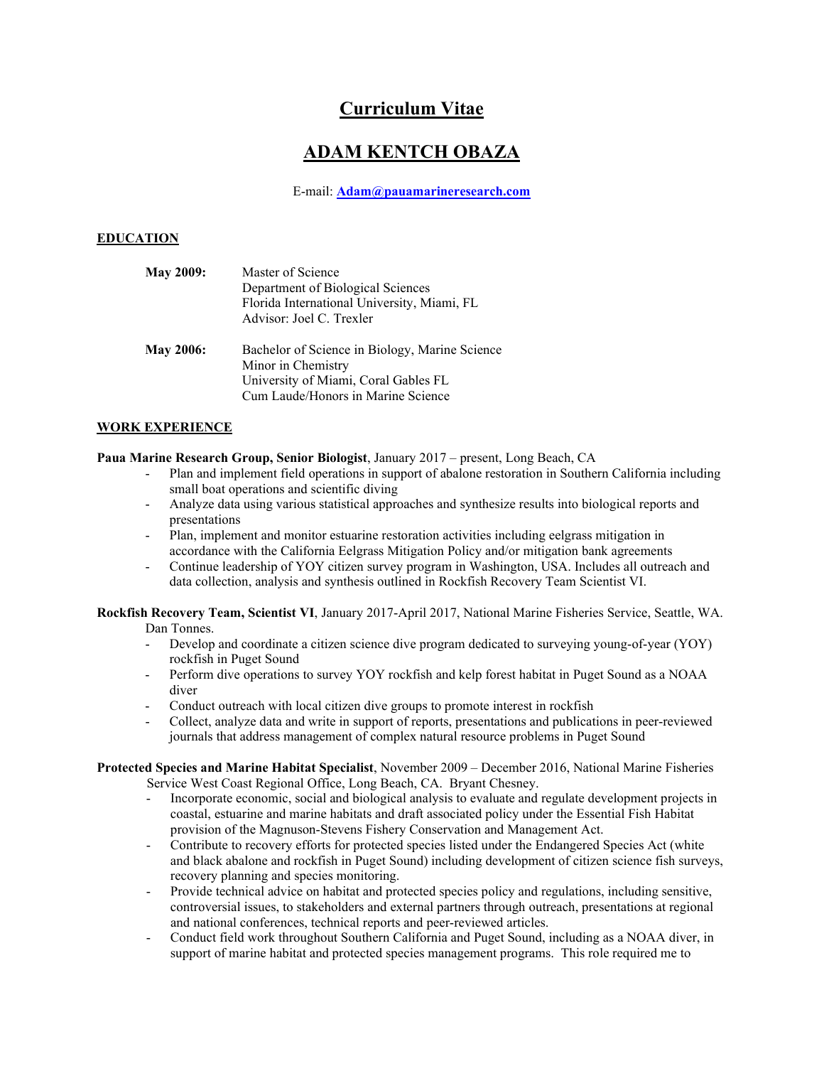# Curriculum Vitae

# ADAM KENTCH OBAZA

E-mail: **Adam@pauamarineresearch.com**

## EDUCATION

**May 2009:** Master of Science
Department of Biological Sciences
Florida International University, Miami, FL
Advisor: Joel C. Trexler

**May 2006:** Bachelor of Science in Biology, Marine Science
Minor in Chemistry
University of Miami, Coral Gables FL
Cum Laude/Honors in Marine Science

## WORK EXPERIENCE

**Paua Marine Research Group, Senior Biologist**, January 2017 – present, Long Beach, CA

- Plan and implement field operations in support of abalone restoration in Southern California including small boat operations and scientific diving
- Analyze data using various statistical approaches and synthesize results into biological reports and presentations
- Plan, implement and monitor estuarine restoration activities including eelgrass mitigation in accordance with the California Eelgrass Mitigation Policy and/or mitigation bank agreements
- Continue leadership of YOY citizen survey program in Washington, USA. Includes all outreach and data collection, analysis and synthesis outlined in Rockfish Recovery Team Scientist VI.

**Rockfish Recovery Team, Scientist VI**, January 2017-April 2017, National Marine Fisheries Service, Seattle, WA. Dan Tonnes.

- Develop and coordinate a citizen science dive program dedicated to surveying young-of-year (YOY) rockfish in Puget Sound
- Perform dive operations to survey YOY rockfish and kelp forest habitat in Puget Sound as a NOAA diver
- Conduct outreach with local citizen dive groups to promote interest in rockfish
- Collect, analyze data and write in support of reports, presentations and publications in peer-reviewed journals that address management of complex natural resource problems in Puget Sound

**Protected Species and Marine Habitat Specialist**, November 2009 – December 2016, National Marine Fisheries Service West Coast Regional Office, Long Beach, CA. Bryant Chesney.

- Incorporate economic, social and biological analysis to evaluate and regulate development projects in coastal, estuarine and marine habitats and draft associated policy under the Essential Fish Habitat provision of the Magnuson-Stevens Fishery Conservation and Management Act.
- Contribute to recovery efforts for protected species listed under the Endangered Species Act (white and black abalone and rockfish in Puget Sound) including development of citizen science fish surveys, recovery planning and species monitoring.
- Provide technical advice on habitat and protected species policy and regulations, including sensitive, controversial issues, to stakeholders and external partners through outreach, presentations at regional and national conferences, technical reports and peer-reviewed articles.
- Conduct field work throughout Southern California and Puget Sound, including as a NOAA diver, in support of marine habitat and protected species management programs. This role required me to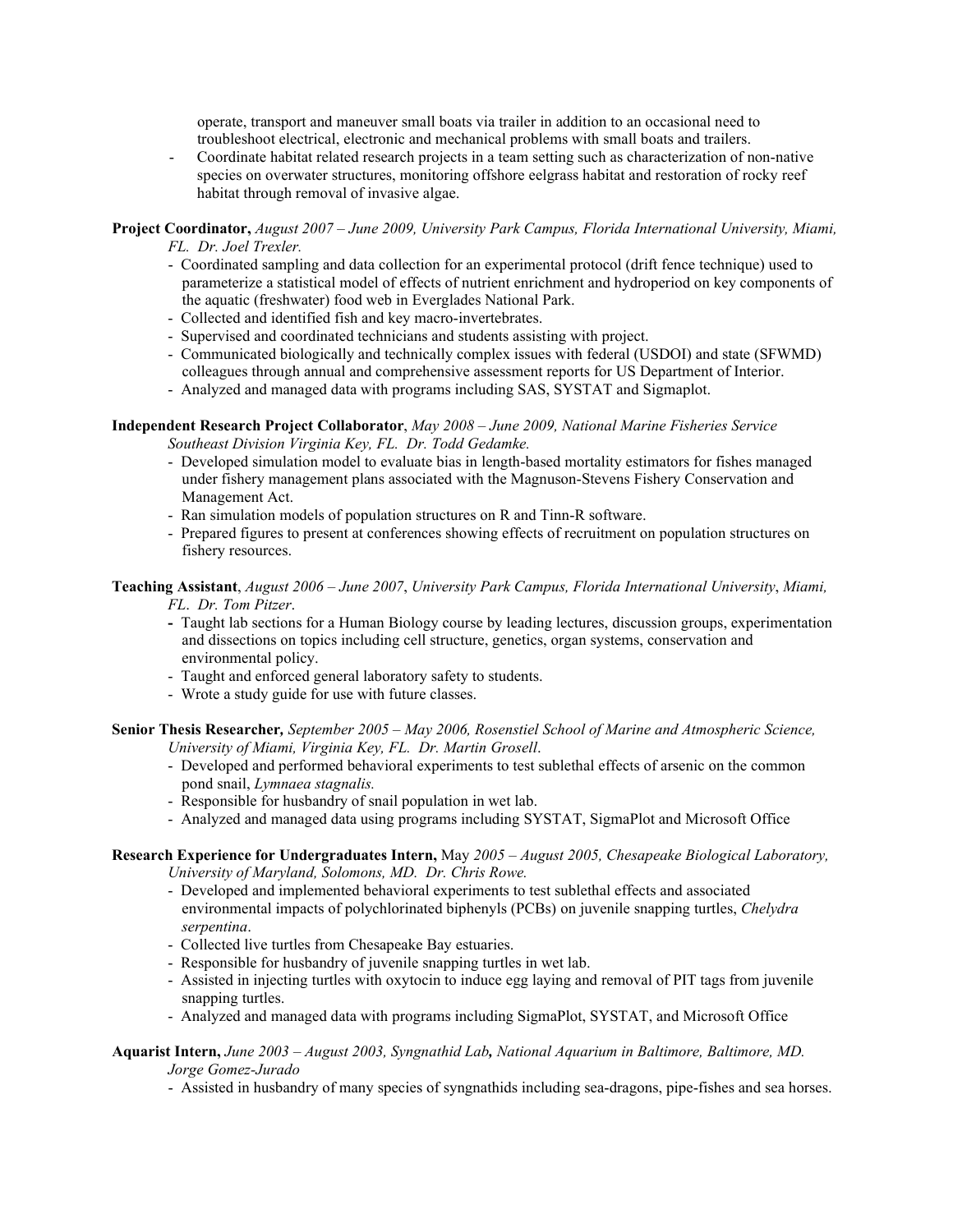operate, transport and maneuver small boats via trailer in addition to an occasional need to troubleshoot electrical, electronic and mechanical problems with small boats and trailers.

- Coordinate habitat related research projects in a team setting such as characterization of non-native species on overwater structures, monitoring offshore eelgrass habitat and restoration of rocky reef habitat through removal of invasive algae.

**Project Coordinator,** *August 2007 – June 2009, University Park Campus, Florida International University, Miami, FL. Dr. Joel Trexler.*

- Coordinated sampling and data collection for an experimental protocol (drift fence technique) used to parameterize a statistical model of effects of nutrient enrichment and hydroperiod on key components of the aquatic (freshwater) food web in Everglades National Park.
- Collected and identified fish and key macro-invertebrates.
- Supervised and coordinated technicians and students assisting with project.
- Communicated biologically and technically complex issues with federal (USDOI) and state (SFWMD) colleagues through annual and comprehensive assessment reports for US Department of Interior.
- Analyzed and managed data with programs including SAS, SYSTAT and Sigmaplot.

**Independent Research Project Collaborator**, *May 2008 – June 2009, National Marine Fisheries Service Southeast Division Virginia Key, FL. Dr. Todd Gedamke.*

- Developed simulation model to evaluate bias in length-based mortality estimators for fishes managed under fishery management plans associated with the Magnuson-Stevens Fishery Conservation and Management Act.
- Ran simulation models of population structures on R and Tinn-R software.
- Prepared figures to present at conferences showing effects of recruitment on population structures on fishery resources.

**Teaching Assistant**, *August 2006 – June 2007*, *University Park Campus, Florida International University*, *Miami, FL*. *Dr. Tom Pitzer*.

- Taught lab sections for a Human Biology course by leading lectures, discussion groups, experimentation and dissections on topics including cell structure, genetics, organ systems, conservation and environmental policy.
- Taught and enforced general laboratory safety to students.
- Wrote a study guide for use with future classes.

**Senior Thesis Researcher,** *September 2005 – May 2006, Rosenstiel School of Marine and Atmospheric Science, University of Miami, Virginia Key, FL. Dr. Martin Grosell*.

- Developed and performed behavioral experiments to test sublethal effects of arsenic on the common pond snail, *Lymnaea stagnalis.*
- Responsible for husbandry of snail population in wet lab.
- Analyzed and managed data using programs including SYSTAT, SigmaPlot and Microsoft Office

**Research Experience for Undergraduates Intern,** May *2005 – August 2005, Chesapeake Biological Laboratory, University of Maryland, Solomons, MD. Dr. Chris Rowe.*

- Developed and implemented behavioral experiments to test sublethal effects and associated environmental impacts of polychlorinated biphenyls (PCBs) on juvenile snapping turtles, *Chelydra serpentina*.
- Collected live turtles from Chesapeake Bay estuaries.
- Responsible for husbandry of juvenile snapping turtles in wet lab.
- Assisted in injecting turtles with oxytocin to induce egg laying and removal of PIT tags from juvenile snapping turtles.
- Analyzed and managed data with programs including SigmaPlot, SYSTAT, and Microsoft Office

**Aquarist Intern,** *June 2003 – August 2003, Syngnathid Lab, National Aquarium in Baltimore, Baltimore, MD. Jorge Gomez-Jurado*

- Assisted in husbandry of many species of syngnathids including sea-dragons, pipe-fishes and sea horses.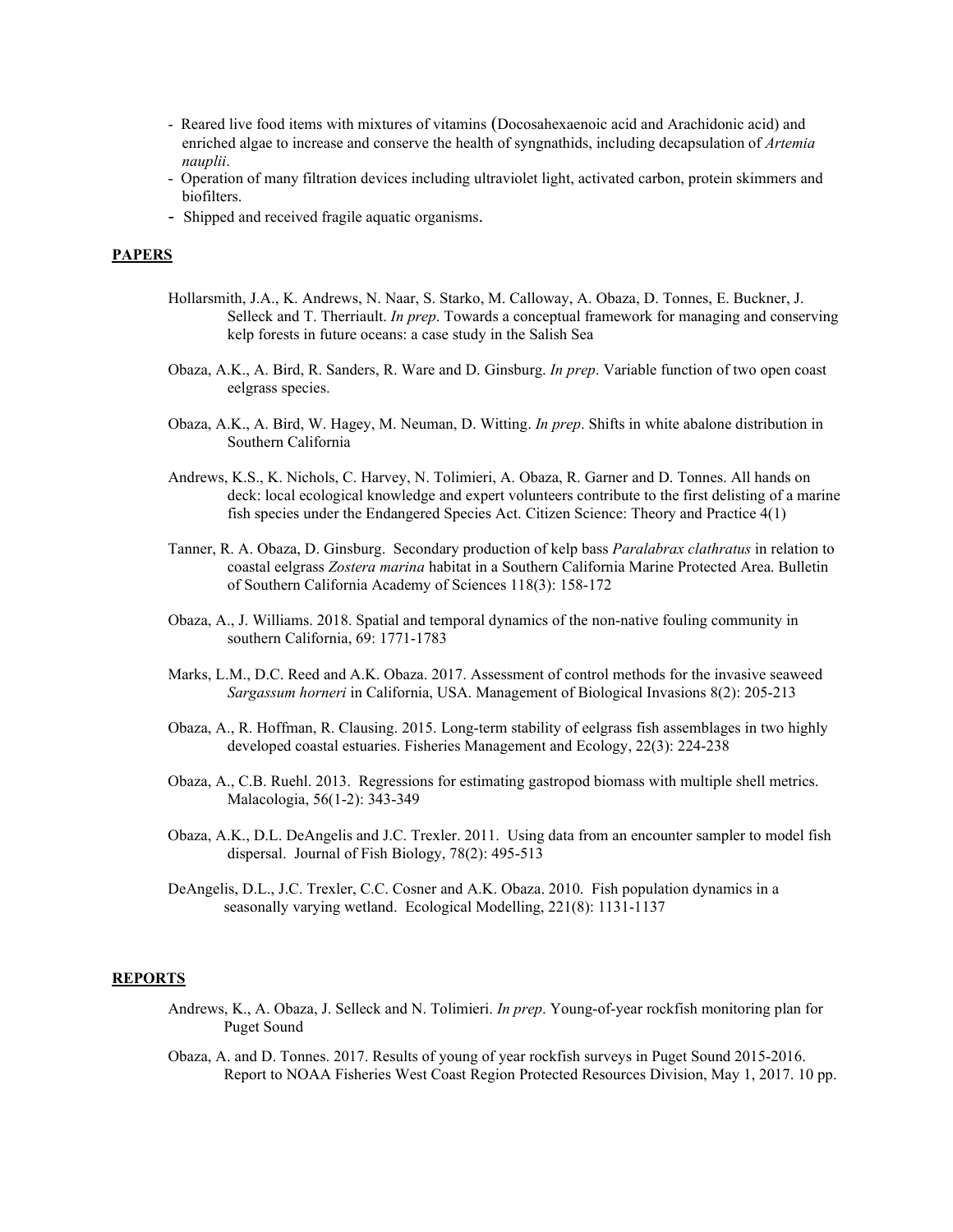- Reared live food items with mixtures of vitamins (Docosahexaenoic acid and Arachidonic acid) and enriched algae to increase and conserve the health of syngnathids, including decapsulation of *Artemia nauplii*.
- Operation of many filtration devices including ultraviolet light, activated carbon, protein skimmers and biofilters.
- Shipped and received fragile aquatic organisms.

## PAPERS

Hollarsmith, J.A., K. Andrews, N. Naar, S. Starko, M. Calloway, A. Obaza, D. Tonnes, E. Buckner, J. Selleck and T. Therriault. *In prep*. Towards a conceptual framework for managing and conserving kelp forests in future oceans: a case study in the Salish Sea

Obaza, A.K., A. Bird, R. Sanders, R. Ware and D. Ginsburg. *In prep*. Variable function of two open coast eelgrass species.

Obaza, A.K., A. Bird, W. Hagey, M. Neuman, D. Witting. *In prep*. Shifts in white abalone distribution in Southern California

Andrews, K.S., K. Nichols, C. Harvey, N. Tolimieri, A. Obaza, R. Garner and D. Tonnes. All hands on deck: local ecological knowledge and expert volunteers contribute to the first delisting of a marine fish species under the Endangered Species Act. Citizen Science: Theory and Practice 4(1)

Tanner, R. A. Obaza, D. Ginsburg. Secondary production of kelp bass *Paralabrax clathratus* in relation to coastal eelgrass *Zostera marina* habitat in a Southern California Marine Protected Area. Bulletin of Southern California Academy of Sciences 118(3): 158-172

Obaza, A., J. Williams. 2018. Spatial and temporal dynamics of the non-native fouling community in southern California, 69: 1771-1783

Marks, L.M., D.C. Reed and A.K. Obaza. 2017. Assessment of control methods for the invasive seaweed *Sargassum horneri* in California, USA. Management of Biological Invasions 8(2): 205-213

Obaza, A., R. Hoffman, R. Clausing. 2015. Long-term stability of eelgrass fish assemblages in two highly developed coastal estuaries. Fisheries Management and Ecology, 22(3): 224-238

Obaza, A., C.B. Ruehl. 2013. Regressions for estimating gastropod biomass with multiple shell metrics. Malacologia, 56(1-2): 343-349

Obaza, A.K., D.L. DeAngelis and J.C. Trexler. 2011. Using data from an encounter sampler to model fish dispersal. Journal of Fish Biology, 78(2): 495-513

DeAngelis, D.L., J.C. Trexler, C.C. Cosner and A.K. Obaza. 2010. Fish population dynamics in a seasonally varying wetland. Ecological Modelling, 221(8): 1131-1137

## REPORTS

Andrews, K., A. Obaza, J. Selleck and N. Tolimieri. *In prep*. Young-of-year rockfish monitoring plan for Puget Sound

Obaza, A. and D. Tonnes. 2017. Results of young of year rockfish surveys in Puget Sound 2015-2016. Report to NOAA Fisheries West Coast Region Protected Resources Division, May 1, 2017. 10 pp.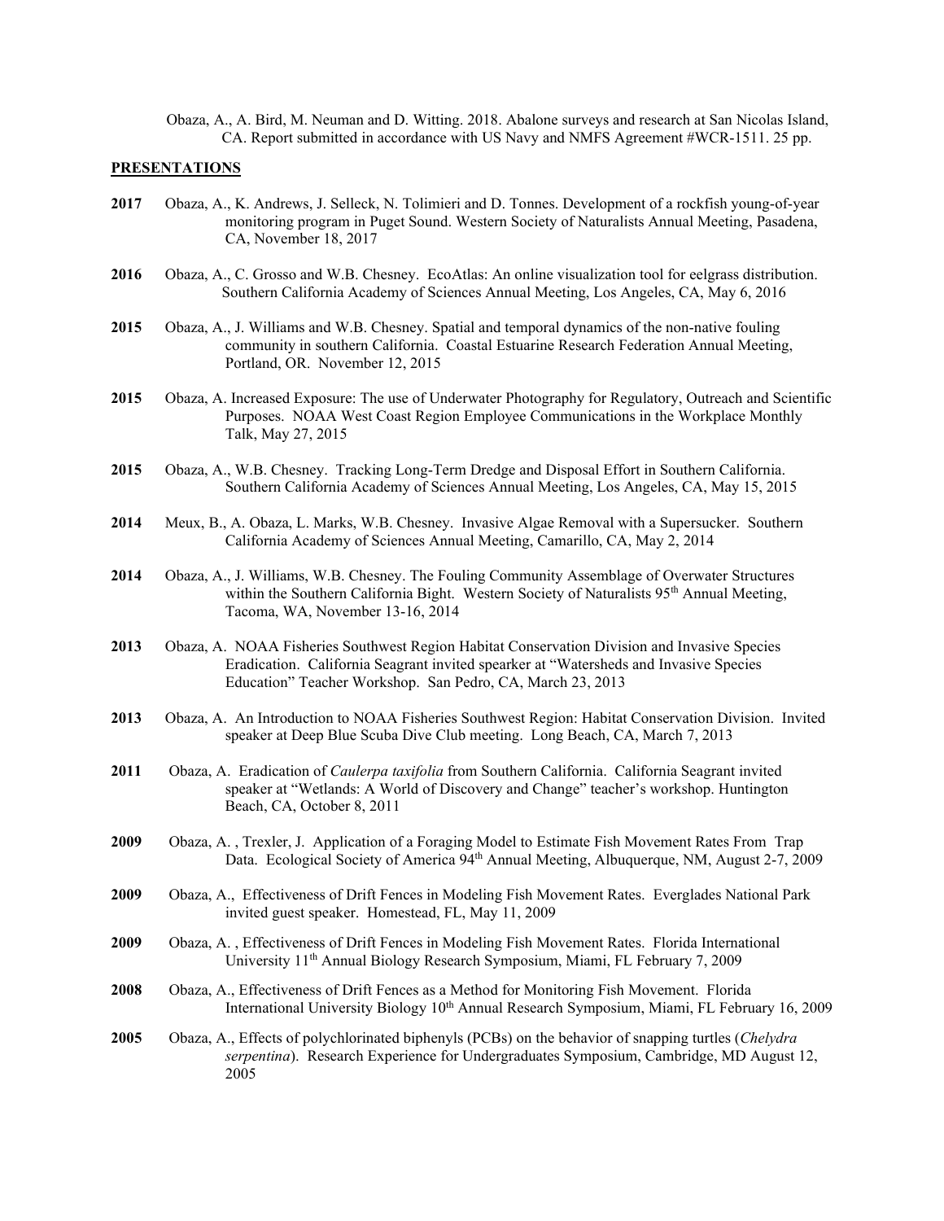Obaza, A., A. Bird, M. Neuman and D. Witting. 2018. Abalone surveys and research at San Nicolas Island, CA. Report submitted in accordance with US Navy and NMFS Agreement #WCR-1511. 25 pp.

**PRESENTATIONS**

**2017** Obaza, A., K. Andrews, J. Selleck, N. Tolimieri and D. Tonnes. Development of a rockfish young-of-year monitoring program in Puget Sound. Western Society of Naturalists Annual Meeting, Pasadena, CA, November 18, 2017

**2016** Obaza, A., C. Grosso and W.B. Chesney. EcoAtlas: An online visualization tool for eelgrass distribution. Southern California Academy of Sciences Annual Meeting, Los Angeles, CA, May 6, 2016

**2015** Obaza, A., J. Williams and W.B. Chesney. Spatial and temporal dynamics of the non-native fouling community in southern California. Coastal Estuarine Research Federation Annual Meeting, Portland, OR. November 12, 2015

**2015** Obaza, A. Increased Exposure: The use of Underwater Photography for Regulatory, Outreach and Scientific Purposes. NOAA West Coast Region Employee Communications in the Workplace Monthly Talk, May 27, 2015

**2015** Obaza, A., W.B. Chesney. Tracking Long-Term Dredge and Disposal Effort in Southern California. Southern California Academy of Sciences Annual Meeting, Los Angeles, CA, May 15, 2015

**2014** Meux, B., A. Obaza, L. Marks, W.B. Chesney. Invasive Algae Removal with a Supersucker. Southern California Academy of Sciences Annual Meeting, Camarillo, CA, May 2, 2014

**2014** Obaza, A., J. Williams, W.B. Chesney. The Fouling Community Assemblage of Overwater Structures within the Southern California Bight. Western Society of Naturalists 95th Annual Meeting, Tacoma, WA, November 13-16, 2014

**2013** Obaza, A. NOAA Fisheries Southwest Region Habitat Conservation Division and Invasive Species Eradication. California Seagrant invited speaker at "Watersheds and Invasive Species Education" Teacher Workshop. San Pedro, CA, March 23, 2013

**2013** Obaza, A. An Introduction to NOAA Fisheries Southwest Region: Habitat Conservation Division. Invited speaker at Deep Blue Scuba Dive Club meeting. Long Beach, CA, March 7, 2013

**2011** Obaza, A. Eradication of *Caulerpa taxifolia* from Southern California. California Seagrant invited speaker at "Wetlands: A World of Discovery and Change" teacher's workshop. Huntington Beach, CA, October 8, 2011

**2009** Obaza, A. , Trexler, J. Application of a Foraging Model to Estimate Fish Movement Rates From Trap Data. Ecological Society of America 94th Annual Meeting, Albuquerque, NM, August 2-7, 2009

**2009** Obaza, A., Effectiveness of Drift Fences in Modeling Fish Movement Rates. Everglades National Park invited guest speaker. Homestead, FL, May 11, 2009

**2009** Obaza, A. , Effectiveness of Drift Fences in Modeling Fish Movement Rates. Florida International University 11th Annual Biology Research Symposium, Miami, FL February 7, 2009

**2008** Obaza, A., Effectiveness of Drift Fences as a Method for Monitoring Fish Movement. Florida International University Biology 10th Annual Research Symposium, Miami, FL February 16, 2009

**2005** Obaza, A., Effects of polychlorinated biphenyls (PCBs) on the behavior of snapping turtles (*Chelydra serpentina*). Research Experience for Undergraduates Symposium, Cambridge, MD August 12, 2005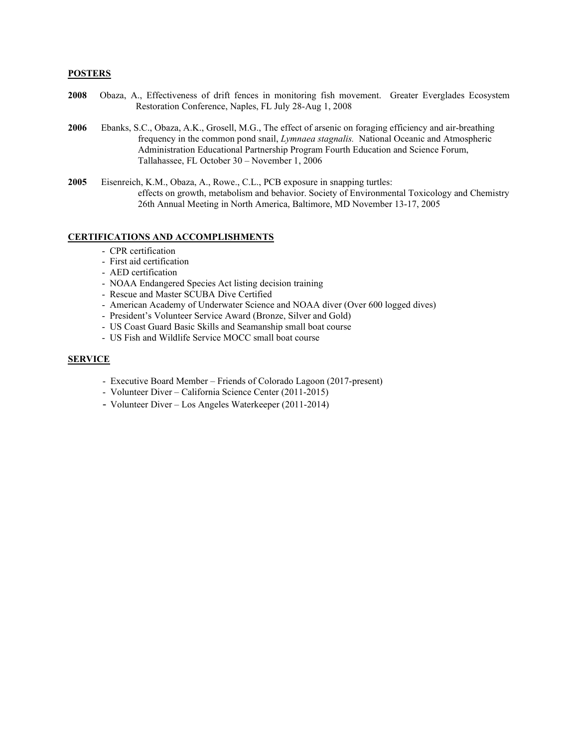## POSTERS

**2008** Obaza, A., Effectiveness of drift fences in monitoring fish movement. Greater Everglades Ecosystem Restoration Conference, Naples, FL July 28-Aug 1, 2008

**2006** Ebanks, S.C., Obaza, A.K., Grosell, M.G., The effect of arsenic on foraging efficiency and air-breathing frequency in the common pond snail, *Lymnaea stagnalis.* National Oceanic and Atmospheric Administration Educational Partnership Program Fourth Education and Science Forum, Tallahassee, FL October 30 – November 1, 2006

**2005** Eisenreich, K.M., Obaza, A., Rowe., C.L., PCB exposure in snapping turtles: effects on growth, metabolism and behavior. Society of Environmental Toxicology and Chemistry 26th Annual Meeting in North America, Baltimore, MD November 13-17, 2005

## CERTIFICATIONS AND ACCOMPLISHMENTS

- CPR certification
- First aid certification
- AED certification
- NOAA Endangered Species Act listing decision training
- Rescue and Master SCUBA Dive Certified
- American Academy of Underwater Science and NOAA diver (Over 600 logged dives)
- President's Volunteer Service Award (Bronze, Silver and Gold)
- US Coast Guard Basic Skills and Seamanship small boat course
- US Fish and Wildlife Service MOCC small boat course

## SERVICE

- Executive Board Member – Friends of Colorado Lagoon (2017-present)
- Volunteer Diver – California Science Center (2011-2015)
- Volunteer Diver – Los Angeles Waterkeeper (2011-2014)